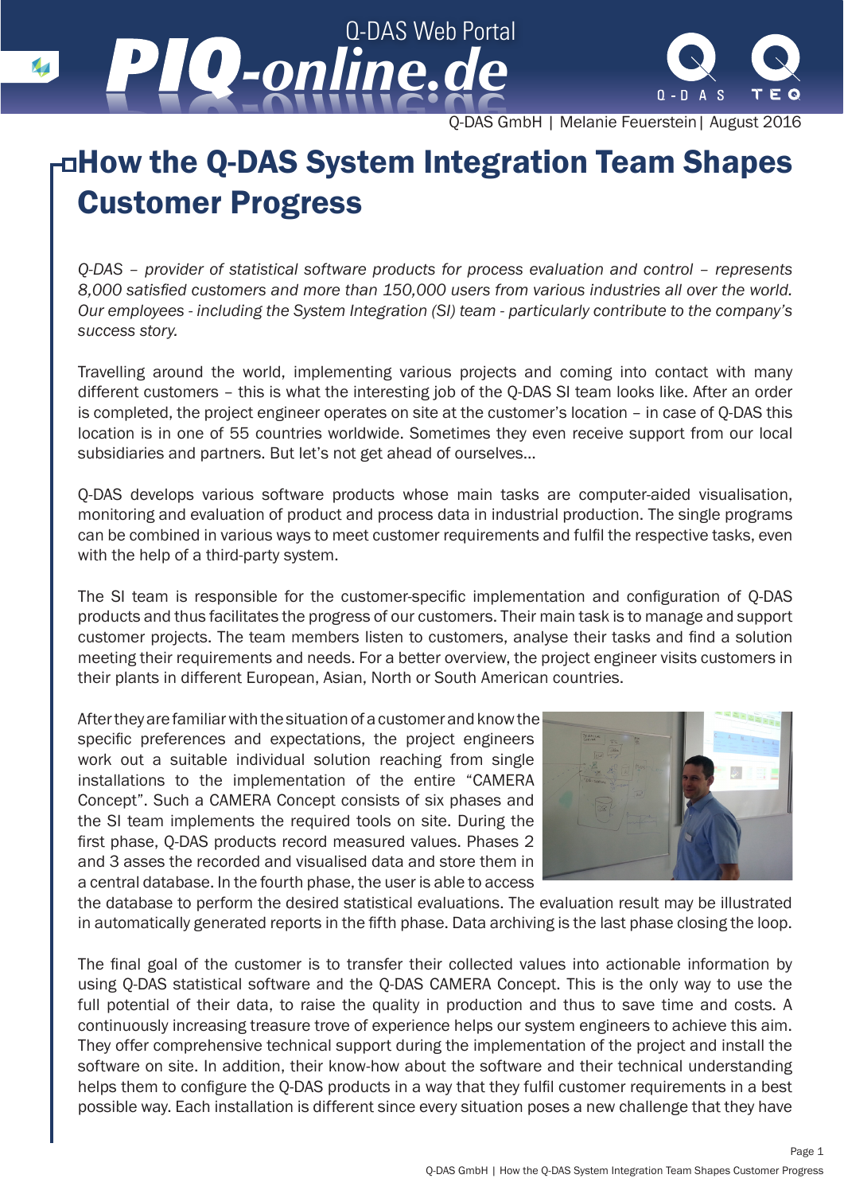# How the Q-DAS System Integration Team Shapes Customer Progress

*Q-DAS – provider of statistical software products for process evaluation and control – represents 8,000 satisfied customers and more than 150,000 users from various industries all over the world. Our employees - including the System Integration (SI) team - particularly contribute to the company's success story.*

Travelling around the world, implementing various projects and coming into contact with many different customers – this is what the interesting job of the Q-DAS SI team looks like. After an order is completed, the project engineer operates on site at the customer's location – in case of Q-DAS this location is in one of 55 countries worldwide. Sometimes they even receive support from our local subsidiaries and partners. But let's not get ahead of ourselves...

Q-DAS develops various software products whose main tasks are computer-aided visualisation, monitoring and evaluation of product and process data in industrial production. The single programs can be combined in various ways to meet customer requirements and fulfil the respective tasks, even with the help of a third-party system.

The SI team is responsible for the customer-specific implementation and configuration of Q-DAS products and thus facilitates the progress of our customers. Their main task is to manage and support customer projects. The team members listen to customers, analyse their tasks and find a solution meeting their requirements and needs. For a better overview, the project engineer visits customers in their plants in different European, Asian, North or South American countries.

After they are familiar with the situation of a customer and know the specific preferences and expectations, the project engineers work out a suitable individual solution reaching from single installations to the implementation of the entire "CAMERA Concept". Such a CAMERA Concept consists of six phases and the SI team implements the required tools on site. During the first phase, Q-DAS products record measured values. Phases 2 and 3 asses the recorded and visualised data and store them in a central database. In the fourth phase, the user is able to access the database to perform the desired statistical evaluations. The evaluation result may be illustrated in automatically generated reports in the fifth phase. Data archiving is the last phase closing the loop.

The final goal of the customer is to transfer their collected values into actionable information by using Q-DAS statistical software and the Q-DAS CAMERA Concept. This is the only way to use the full potential of their data, to raise the quality in production and thus to save time and costs. A continuously increasing treasure trove of experience helps our system engineers to achieve this aim. They offer comprehensive technical support during the implementation of the project and install the software on site. In addition, their know-how about the software and their technical understanding helps them to configure the Q-DAS products in a way that they fulfil customer requirements in a best possible way. Each installation is different since every situation poses a new challenge that they have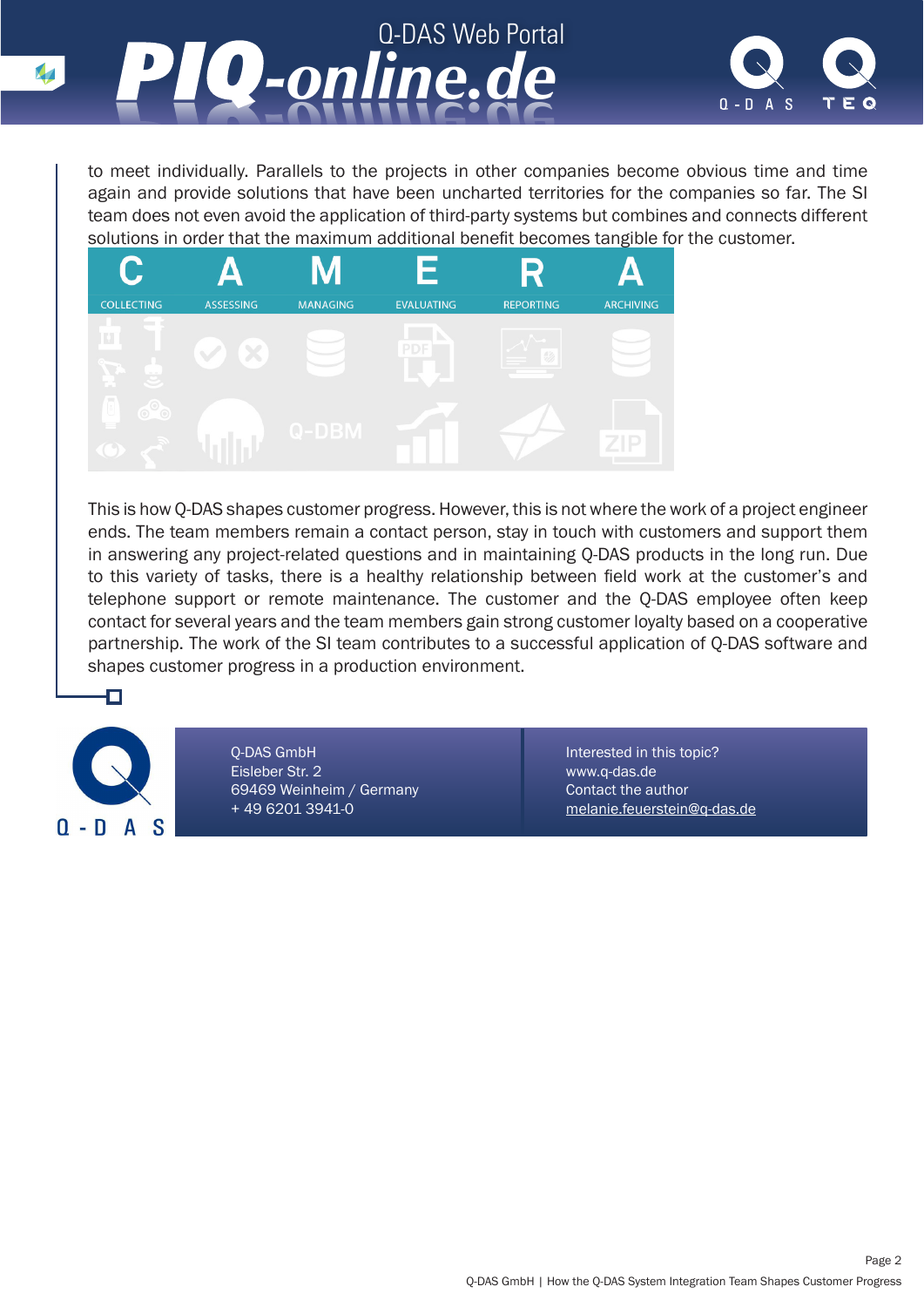to meet individually. Parallels to the projects in other companies become obvious time and time again and provide solutions that have been uncharted territories for the companies so far. The SI team does not even avoid the application of third-party systems but combines and connects different solutions in order that the maximum additional benefit becomes tangible for the customer.

C A M E R A

COLLECTING ASSESSING MANAGING EVALUATING REPORTING ARCHIVING

PDF

Q-DBM

ZIP

This is how Q-DAS shapes customer progress. However, this is not where the work of a project engineer ends. The team members remain a contact person, stay in touch with customers and support them in answering any project-related questions and in maintaining Q-DAS products in the long run. Due to this variety of tasks, there is a healthy relationship between field work at the customer's and telephone support or remote maintenance. The customer and the Q-DAS employee often keep contact for several years and the team members gain strong customer loyalty based on a cooperative partnership. The work of the SI team contributes to a successful application of Q-DAS software and shapes customer progress in a production environment.

Q-DAS GmbH
Eisleber Str. 2
69469 Weinheim / Germany
+ 49 6201 3941-0

Interested in this topic?
www.q-das.de
Contact the author
melanie.feuerstein@q-das.de